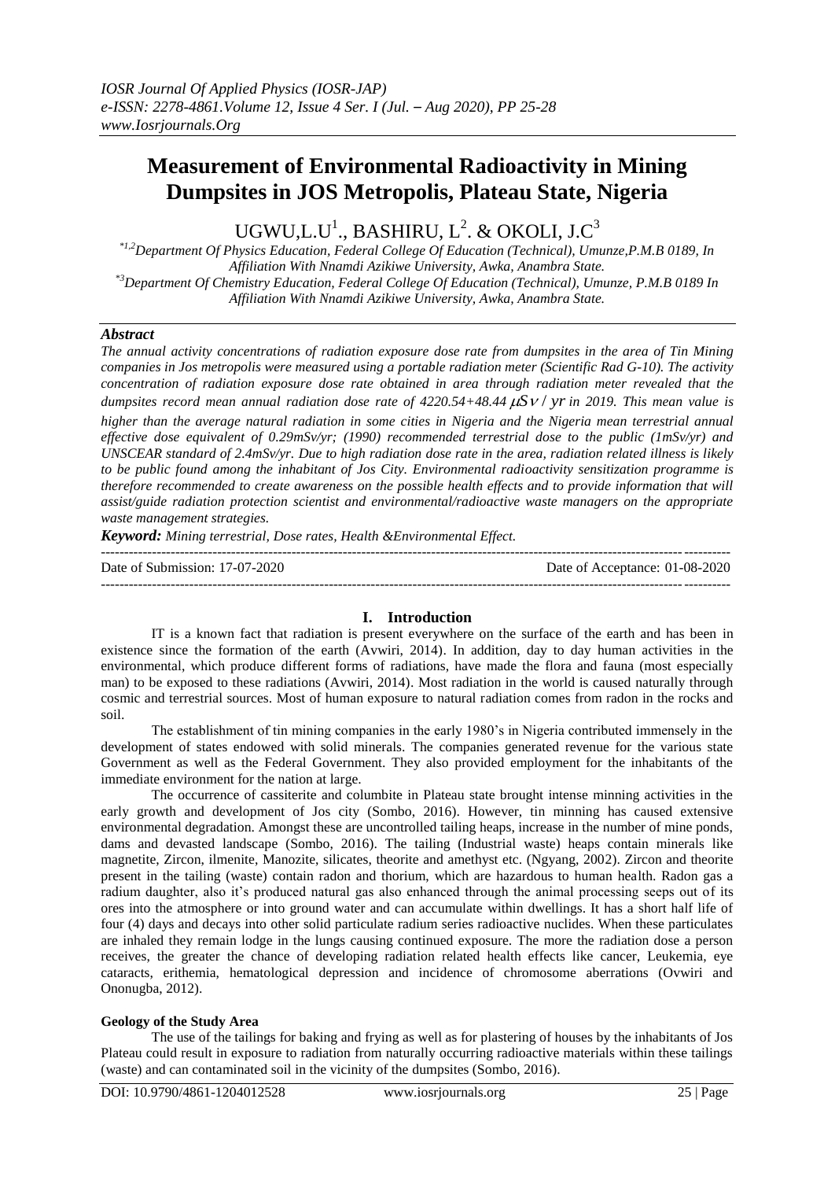# Measurement of Environmental Radioactivity in Mining Dumpsites in JOS Metropolis, Plateau State, Nigeria

UGWU,L.U[1]., BASHIRU, L[2]. & OKOLI, J.C[3]

[*1,2]Department Of Physics Education, Federal College Of Education (Technical), Umunze,P.M.B 0189, In Affiliation With Nnamdi Azikiwe University, Awka, Anambra State.
[*3]Department Of Chemistry Education, Federal College Of Education (Technical), Umunze, P.M.B 0189 In Affiliation With Nnamdi Azikiwe University, Awka, Anambra State.

## Abstract

*The annual activity concentrations of radiation exposure dose rate from dumpsites in the area of Tin Mining companies in Jos metropolis were measured using a portable radiation meter (Scientific Rad G-10). The activity concentration of radiation exposure dose rate obtained in area through radiation meter revealed that the dumpsites record mean annual radiation dose rate of 4220.54+48.44 $\mu Sv / yr$ in 2019. This mean value is higher than the average natural radiation in some cities in Nigeria and the Nigeria mean terrestrial annual effective dose equivalent of 0.29mSv/yr; (1990) recommended terrestrial dose to the public (1mSv/yr) and UNSCEAR standard of 2.4mSv/yr. Due to high radiation dose rate in the area, radiation related illness is likely to be public found among the inhabitant of Jos City. Environmental radioactivity sensitization programme is therefore recommended to create awareness on the possible health effects and to provide information that will assist/guide radiation protection scientist and environmental/radioactive waste managers on the appropriate waste management strategies.*

***Keyword:*** *Mining terrestrial, Dose rates, Health &Environmental Effect.*

Date of Submission: 17-07-2020 Date of Acceptance: 01-08-2020

## I. Introduction

IT is a known fact that radiation is present everywhere on the surface of the earth and has been in existence since the formation of the earth (Avwiri, 2014). In addition, day to day human activities in the environmental, which produce different forms of radiations, have made the flora and fauna (most especially man) to be exposed to these radiations (Avwiri, 2014). Most radiation in the world is caused naturally through cosmic and terrestrial sources. Most of human exposure to natural radiation comes from radon in the rocks and soil.

The establishment of tin mining companies in the early 1980's in Nigeria contributed immensely in the development of states endowed with solid minerals. The companies generated revenue for the various state Government as well as the Federal Government. They also provided employment for the inhabitants of the immediate environment for the nation at large.

The occurrence of cassiterite and columbite in Plateau state brought intense minning activities in the early growth and development of Jos city (Sombo, 2016). However, tin minning has caused extensive environmental degradation. Amongst these are uncontrolled tailing heaps, increase in the number of mine ponds, dams and devasted landscape (Sombo, 2016). The tailing (Industrial waste) heaps contain minerals like magnetite, Zircon, ilmenite, Manozite, silicates, theorite and amethyst etc. (Ngyang, 2002). Zircon and theorite present in the tailing (waste) contain radon and thorium, which are hazardous to human health. Radon gas a radium daughter, also it's produced natural gas also enhanced through the animal processing seeps out of its ores into the atmosphere or into ground water and can accumulate within dwellings. It has a short half life of four (4) days and decays into other solid particulate radium series radioactive nuclides. When these particulates are inhaled they remain lodge in the lungs causing continued exposure. The more the radiation dose a person receives, the greater the chance of developing radiation related health effects like cancer, Leukemia, eye cataracts, erithemia, hematological depression and incidence of chromosome aberrations (Ovwiri and Ononugba, 2012).

### Geology of the Study Area

The use of the tailings for baking and frying as well as for plastering of houses by the inhabitants of Jos Plateau could result in exposure to radiation from naturally occurring radioactive materials within these tailings (waste) and can contaminated soil in the vicinity of the dumpsites (Sombo, 2016).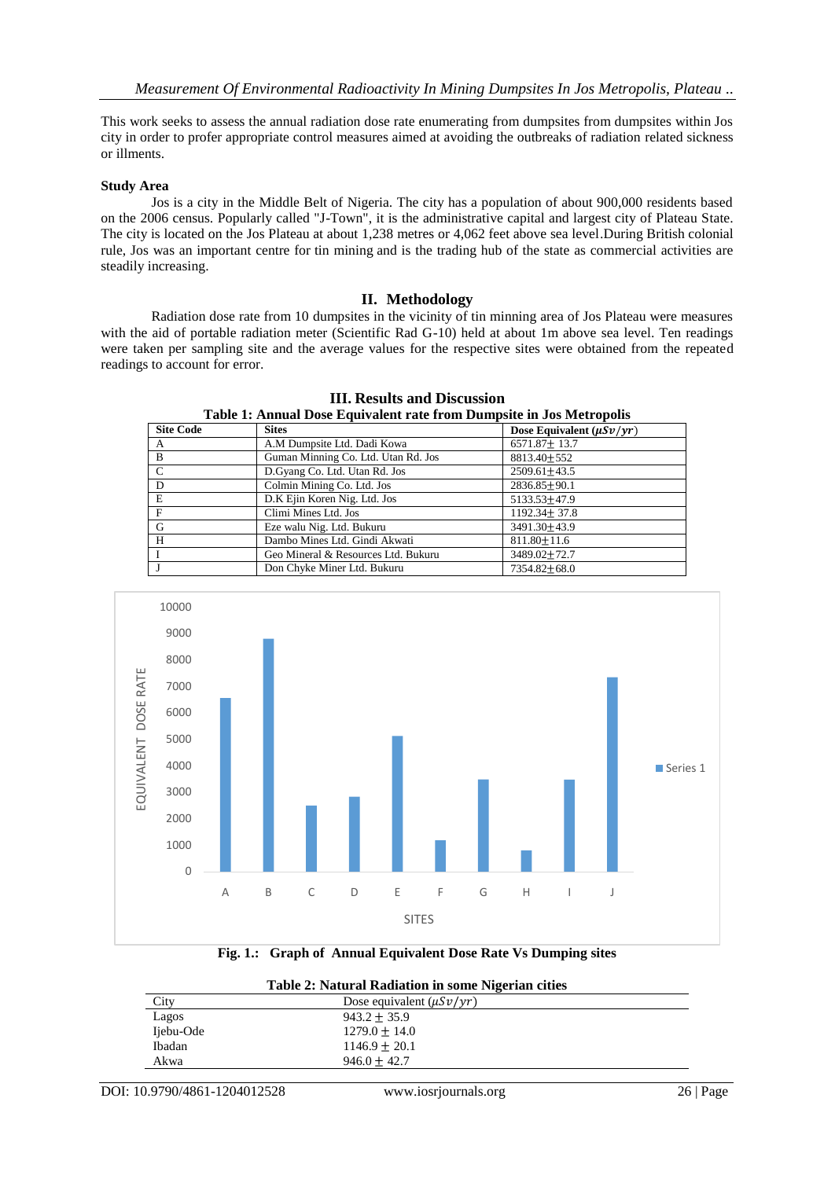This work seeks to assess the annual radiation dose rate enumerating from dumpsites from dumpsites within Jos city in order to profer appropriate control measures aimed at avoiding the outbreaks of radiation related sickness or illments.

### Study Area

Jos is a city in the Middle Belt of Nigeria. The city has a population of about 900,000 residents based on the 2006 census. Popularly called "J-Town", it is the administrative capital and largest city of Plateau State. The city is located on the Jos Plateau at about 1,238 metres or 4,062 feet above sea level.During British colonial rule, Jos was an important centre for tin mining and is the trading hub of the state as commercial activities are steadily increasing.

## II. Methodology

Radiation dose rate from 10 dumpsites in the vicinity of tin minning area of Jos Plateau were measures with the aid of portable radiation meter (Scientific Rad G-10) held at about 1m above sea level. Ten readings were taken per sampling site and the average values for the respective sites were obtained from the repeated readings to account for error.

## III. Results and Discussion

**Table 1: Annual Dose Equivalent rate from Dumpsite in Jos Metropolis**

| Site Code | Sites | Dose Equivalent ($\mu Sv/yr$) |
|---|---|---|
| A | A.M Dumpsite Ltd. Dadi Kowa | $6571.87 \pm 13.7$ |
| B | Guman Minning Co. Ltd. Utan Rd. Jos | $8813.40 \pm 552$ |
| C | D.Gyang Co. Ltd. Utan Rd. Jos | $2509.61 \pm 43.5$ |
| D | Colmin Mining Co. Ltd. Jos | $2836.85 \pm 90.1$ |
| E | D.K Ejin Koren Nig. Ltd. Jos | $5133.53 \pm 47.9$ |
| F | Climi Mines Ltd. Jos | $1192.34 \pm 37.8$ |
| G | Eze walu Nig. Ltd. Bukuru | $3491.30 \pm 43.9$ |
| H | Dambo Mines Ltd. Gindi Akwati | $811.80 \pm 11.6$ |
| I | Geo Mineral & Resources Ltd. Bukuru | $3489.02 \pm 72.7$ |
| J | Don Chyke Miner Ltd. Bukuru | $7354.82 \pm 68.0$ |

**Fig. 1.: Graph of Annual Equivalent Dose Rate Vs Dumping sites**

**Table 2: Natural Radiation in some Nigerian cities**

| City | Dose equivalent ($\mu Sv/yr$) |
|---|---|
| Lagos | $943.2 \pm 35.9$ |
| Ijebu-Ode | $1279.0 \pm 14.0$ |
| Ibadan | $1146.9 \pm 20.1$ |
| Akwa | $946.0 \pm 42.7$ |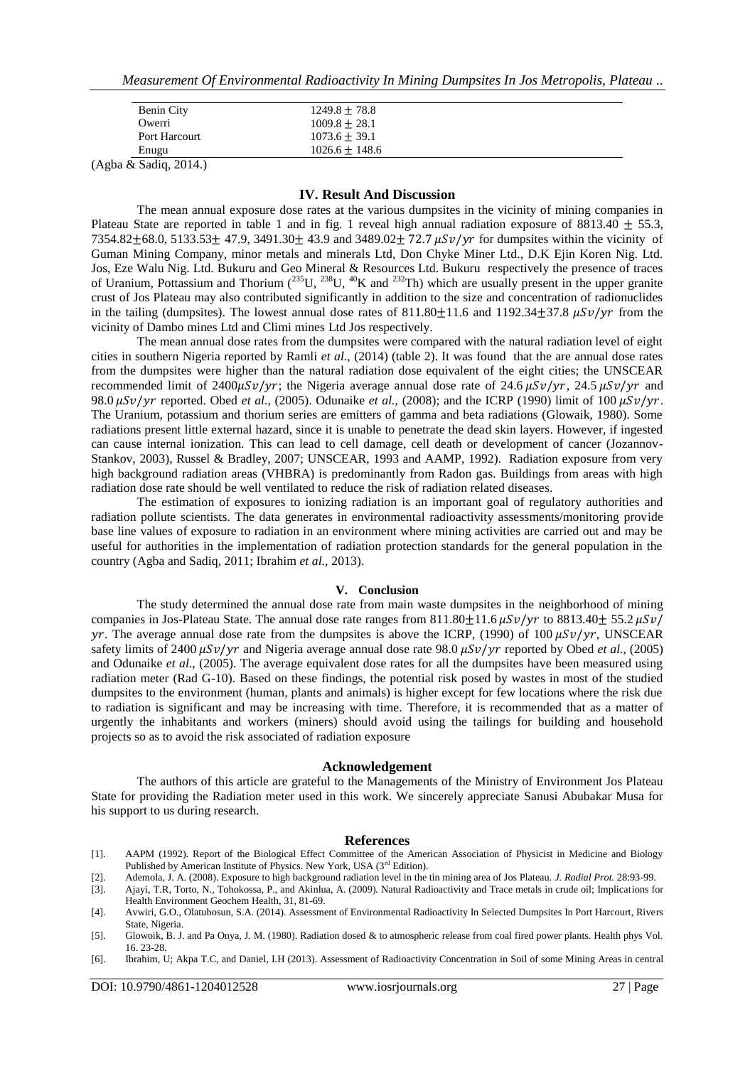| | |
|---|---|
| Benin City | $1249.8 \pm 78.8$ |
| Owerri | $1009.8 \pm 28.1$ |
| Port Harcourt | $1073.6 \pm 39.1$ |
| Enugu | $1026.6 \pm 148.6$ |

(Agba & Sadiq, 2014.)

## IV. Result And Discussion

The mean annual exposure dose rates at the various dumpsites in the vicinity of mining companies in Plateau State are reported in table 1 and in fig. 1 reveal high annual radiation exposure of $8813.40 \pm 55.3$, $7354.82 \pm 68.0$, $5133.53 \pm 47.9$, $3491.30 \pm 43.9$ and $3489.02 \pm 72.7\, \mu Sv/yr$ for dumpsites within the vicinity of Guman Mining Company, minor metals and minerals Ltd, Don Chyke Miner Ltd., D.K Ejin Koren Nig. Ltd. Jos, Eze Walu Nig. Ltd. Bukuru and Geo Mineral & Resources Ltd. Bukuru respectively the presence of traces of Uranium, Pottassium and Thorium ($^{235}U$, $^{238}U$, $^{40}K$ and $^{232}Th$) which are usually present in the upper granite crust of Jos Plateau may also contributed significantly in addition to the size and concentration of radionuclides in the tailing (dumpsites). The lowest annual dose rates of $811.80 \pm 11.6$ and $1192.34 \pm 37.8\, \mu Sv/yr$ from the vicinity of Dambo mines Ltd and Climi mines Ltd Jos respectively.

The mean annual dose rates from the dumpsites were compared with the natural radiation level of eight cities in southern Nigeria reported by Ramli *et al.,* (2014) (table 2). It was found that the are annual dose rates from the dumpsites were higher than the natural radiation dose equivalent of the eight cities; the UNSCEAR recommended limit of $2400 \mu Sv/yr$; the Nigeria average annual dose rate of $24.6\, \mu Sv/yr$, $24.5\, \mu Sv/yr$ and $98.0\, \mu Sv/yr$ reported. Obed *et al.,* (2005). Odunaike *et al.,* (2008); and the ICRP (1990) limit of $100\, \mu Sv/yr$. The Uranium, potassium and thorium series are emitters of gamma and beta radiations (Glowaik, 1980). Some radiations present little external hazard, since it is unable to penetrate the dead skin layers. However, if ingested can cause internal ionization. This can lead to cell damage, cell death or development of cancer (Jozannov-Stankov, 2003), Russel & Bradley, 2007; UNSCEAR, 1993 and AAMP, 1992). Radiation exposure from very high background radiation areas (VHBRA) is predominantly from Radon gas. Buildings from areas with high radiation dose rate should be well ventilated to reduce the risk of radiation related diseases.

The estimation of exposures to ionizing radiation is an important goal of regulatory authorities and radiation pollute scientists. The data generates in environmental radioactivity assessments/monitoring provide base line values of exposure to radiation in an environment where mining activities are carried out and may be useful for authorities in the implementation of radiation protection standards for the general population in the country (Agba and Sadiq, 2011; Ibrahim *et al.,* 2013).

## V. Conclusion

The study determined the annual dose rate from main waste dumpsites in the neighborhood of mining companies in Jos-Plateau State. The annual dose rate ranges from $811.80 \pm 11.6\, \mu Sv/yr$ to $8813.40 \pm 55.2\, \mu Sv/yr$. The average annual dose rate from the dumpsites is above the ICRP, (1990) of $100\, \mu Sv/yr$, UNSCEAR safety limits of $2400\, \mu Sv/yr$ and Nigeria average annual dose rate $98.0\, \mu Sv/yr$ reported by Obed *et al.,* (2005) and Odunaike *et al.,* (2005). The average equivalent dose rates for all the dumpsites have been measured using radiation meter (Rad G-10). Based on these findings, the potential risk posed by wastes in most of the studied dumpsites to the environment (human, plants and animals) is higher except for few locations where the risk due to radiation is significant and may be increasing with time. Therefore, it is recommended that as a matter of urgently the inhabitants and workers (miners) should avoid using the tailings for building and household projects so as to avoid the risk associated of radiation exposure

## Acknowledgement

The authors of this article are grateful to the Managements of the Ministry of Environment Jos Plateau State for providing the Radiation meter used in this work. We sincerely appreciate Sanusi Abubakar Musa for his support to us during research.

## References

[1]. AAPM (1992). Report of the Biological Effect Committee of the American Association of Physicist in Medicine and Biology Published by American Institute of Physics. New York, USA (3rd Edition).

[2]. Ademola, J. A. (2008). Exposure to high background radiation level in the tin mining area of Jos Plateau. *J. Radial Prot.* 28:93-99.

[3]. Ajayi, T.R, Torto, N., Tohokossa, P., and Akinlua, A. (2009). Natural Radioactivity and Trace metals in crude oil; Implications for Health Environment Geochem Health, 31, 81-69.

[4]. Avwiri, G.O., Olatubosun, S.A. (2014). Assessment of Environmental Radioactivity In Selected Dumpsites In Port Harcourt, Rivers State, Nigeria.

[5]. Glowoik, B. J. and Pa Onya, J. M. (1980). Radiation dosed & to atmospheric release from coal fired power plants. Health phys Vol. 16. 23-28.

[6]. Ibrahim, U; Akpa T.C, and Daniel, I.H (2013). Assessment of Radioactivity Concentration in Soil of some Mining Areas in central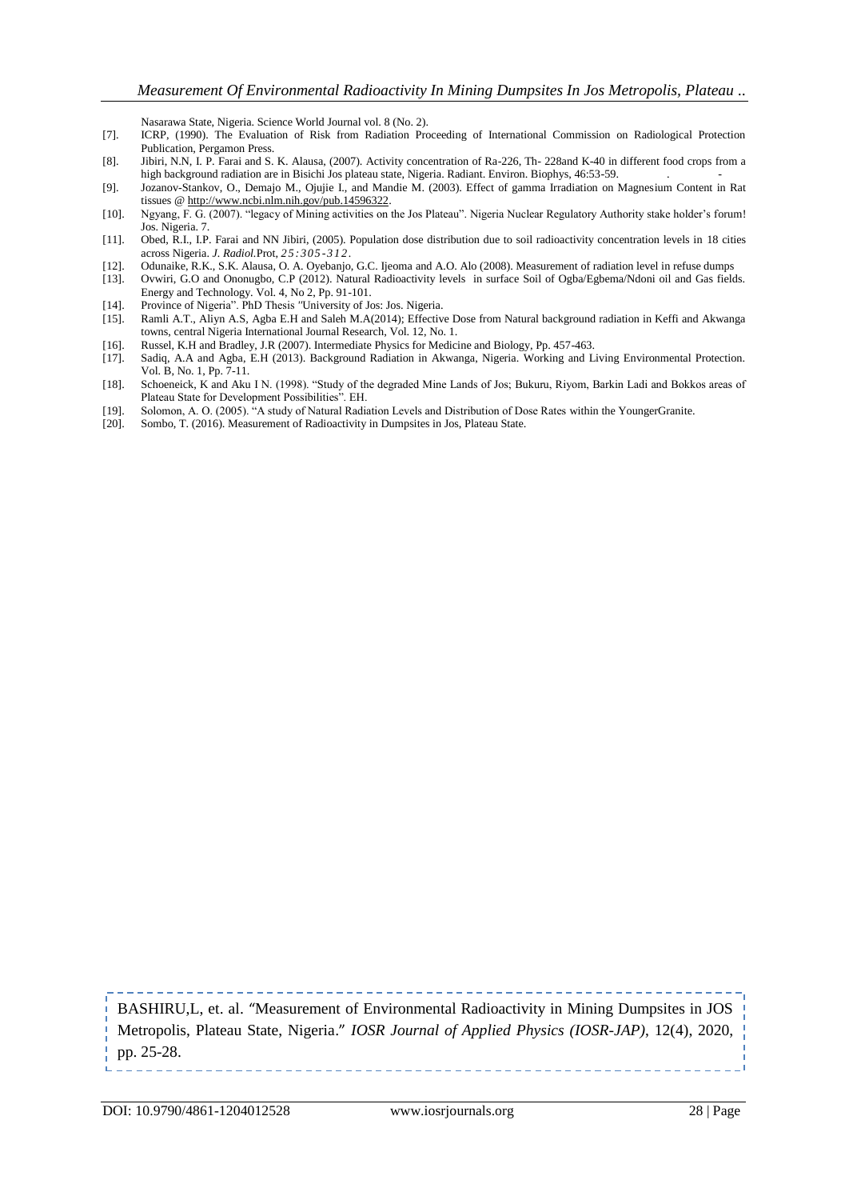Nasarawa State, Nigeria. Science World Journal vol. 8 (No. 2).

[7]. ICRP, (1990). The Evaluation of Risk from Radiation Proceeding of International Commission on Radiological Protection Publication, Pergamon Press.

[8]. Jibiri, N.N, I. P. Farai and S. K. Alausa, (2007). Activity concentration of Ra-226, Th- 228and K-40 in different food crops from a high background radiation are in Bisichi Jos plateau state, Nigeria. Radiant. Environ. Biophys, 46:53-59.

[9]. Jozanov-Stankov, O., Demajo M., Ojujie I., and Mandie M. (2003). Effect of gamma Irradiation on Magnesium Content in Rat tissues @ http://www.ncbi.nlm.nih.gov/pub.14596322.

[10]. Ngyang, F. G. (2007). "legacy of Mining activities on the Jos Plateau". Nigeria Nuclear Regulatory Authority stake holder's forum! Jos. Nigeria. 7.

[11]. Obed, R.I., I.P. Farai and NN Jibiri, (2005). Population dose distribution due to soil radioactivity concentration levels in 18 cities across Nigeria. *J. Radiol.*Prot, *25:305-312*.

[12]. Odunaike, R.K., S.K. Alausa, O. A. Oyebanjo, G.C. Ijeoma and A.O. Alo (2008). Measurement of radiation level in refuse dumps

[13]. Ovwiri, G.O and Ononugbo, C.P (2012). Natural Radioactivity levels in surface Soil of Ogba/Egbema/Ndoni oil and Gas fields. Energy and Technology. Vol. 4, No 2, Pp. 91-101.

[14]. Province of Nigeria". PhD Thesis "University of Jos: Jos. Nigeria.

[15]. Ramli A.T., Aliyn A.S, Agba E.H and Saleh M.A(2014); Effective Dose from Natural background radiation in Keffi and Akwanga towns, central Nigeria International Journal Research, Vol. 12, No. 1.

[16]. Russel, K.H and Bradley, J.R (2007). Intermediate Physics for Medicine and Biology, Pp. 457-463.

[17]. Sadiq, A.A and Agba, E.H (2013). Background Radiation in Akwanga, Nigeria. Working and Living Environmental Protection. Vol. B, No. 1, Pp. 7-11.

[18]. Schoeneick, K and Aku I N. (1998). "Study of the degraded Mine Lands of Jos; Bukuru, Riyom, Barkin Ladi and Bokkos areas of Plateau State for Development Possibilities". EH.

[19]. Solomon, A. O. (2005). "A study of Natural Radiation Levels and Distribution of Dose Rates within the YoungerGranite.

[20]. Sombo, T. (2016). Measurement of Radioactivity in Dumpsites in Jos, Plateau State.

BASHIRU,L, et. al. "Measurement of Environmental Radioactivity in Mining Dumpsites in JOS Metropolis, Plateau State, Nigeria." *IOSR Journal of Applied Physics (IOSR-JAP)*, 12(4), 2020, pp. 25-28.